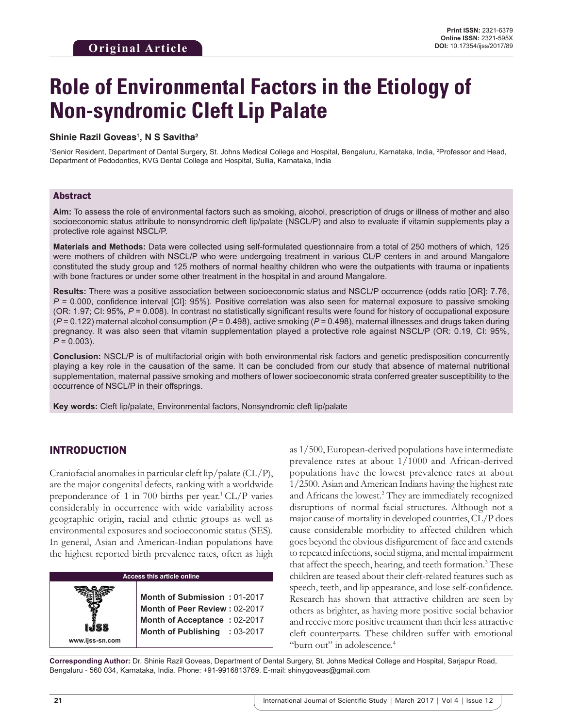Original Article

# Role of Environmental Factors in the Etiology of Non-syndromic Cleft Lip Palate

**Shinie Razil Goveas[1], N S Savitha[2]**

[1]Senior Resident, Department of Dental Surgery, St. Johns Medical College and Hospital, Bengaluru, Karnataka, India, [2]Professor and Head, Department of Pedodontics, KVG Dental College and Hospital, Sullia, Karnataka, India

## Abstract

**Aim:** To assess the role of environmental factors such as smoking, alcohol, prescription of drugs or illness of mother and also socioeconomic status attribute to nonsyndromic cleft lip/palate (NSCL/P) and also to evaluate if vitamin supplements play a protective role against NSCL/P.

**Materials and Methods:** Data were collected using self-formulated questionnaire from a total of 250 mothers of which, 125 were mothers of children with NSCL/P who were undergoing treatment in various CL/P centers in and around Mangalore constituted the study group and 125 mothers of normal healthy children who were the outpatients with trauma or inpatients with bone fractures or under some other treatment in the hospital in and around Mangalore.

**Results:** There was a positive association between socioeconomic status and NSCL/P occurrence (odds ratio [OR]: 7.76, $P = 0.000$, confidence interval [CI]: 95%). Positive correlation was also seen for maternal exposure to passive smoking (OR: 1.97; CI: 95%, $P = 0.008$). In contrast no statistically significant results were found for history of occupational exposure ($P = 0.122$) maternal alcohol consumption ($P = 0.498$), active smoking ($P = 0.498$), maternal illnesses and drugs taken during pregnancy. It was also seen that vitamin supplementation played a protective role against NSCL/P (OR: 0.19, CI: 95%, $P = 0.003$).

**Conclusion:** NSCL/P is of multifactorial origin with both environmental risk factors and genetic predisposition concurrently playing a key role in the causation of the same. It can be concluded from our study that absence of maternal nutritional supplementation, maternal passive smoking and mothers of lower socioeconomic strata conferred greater susceptibility to the occurrence of NSCL/P in their offsprings.

**Key words:** Cleft lip/palate, Environmental factors, Nonsyndromic cleft lip/palate

## INTRODUCTION

Craniofacial anomalies in particular cleft lip/palate (CL/P), are the major congenital defects, ranking with a worldwide preponderance of 1 in 700 births per year.[1] CL/P varies considerably in occurrence with wide variability across geographic origin, racial and ethnic groups as well as environmental exposures and socioeconomic status (SES). In general, Asian and American-Indian populations have the highest reported birth prevalence rates, often as high as 1/500, European-derived populations have intermediate prevalence rates at about 1/1000 and African-derived populations have the lowest prevalence rates at about 1/2500. Asian and American Indians having the highest rate and Africans the lowest.[2] They are immediately recognized disruptions of normal facial structures. Although not a major cause of mortality in developed countries, CL/P does cause considerable morbidity to affected children which goes beyond the obvious disfigurement of face and extends to repeated infections, social stigma, and mental impairment that affect the speech, hearing, and teeth formation.[3] These children are teased about their cleft-related features such as speech, teeth, and lip appearance, and lose self-confidence. Research has shown that attractive children are seen by others as brighter, as having more positive social behavior and receive more positive treatment than their less attractive cleft counterparts. These children suffer with emotional "burn out" in adolescence.[4]

| Access this article online | |
|---|---|
| www.ijss-sn.com | Month of Submission : 01-2017<br>Month of Peer Review : 02-2017<br>Month of Acceptance : 02-2017<br>Month of Publishing : 03-2017 |

**Corresponding Author:** Dr. Shinie Razil Goveas, Department of Dental Surgery, St. Johns Medical College and Hospital, Sarjapur Road, Bengaluru - 560 034, Karnataka, India. Phone: +91-9916813769. E-mail: shinygoveas@gmail.com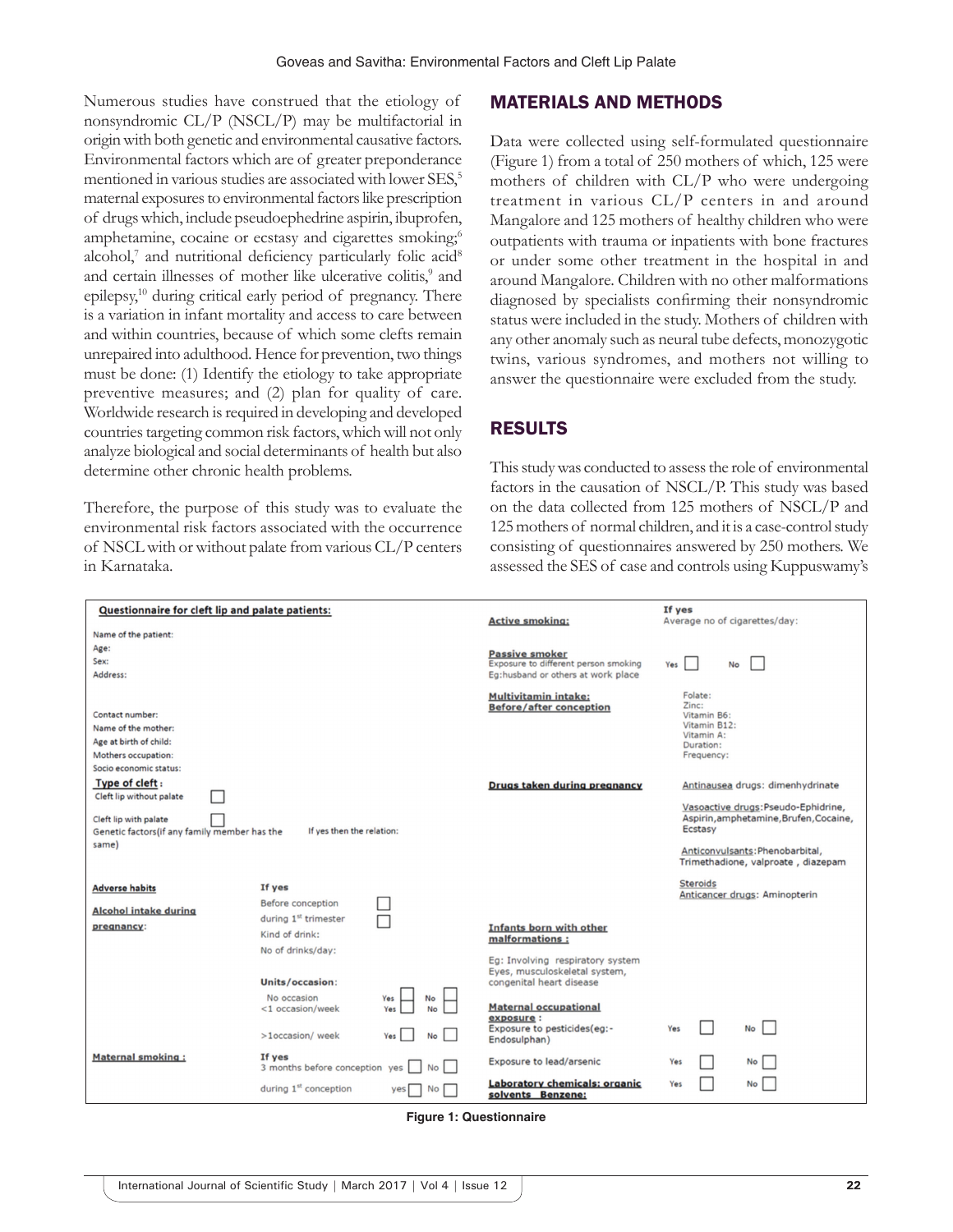Numerous studies have construed that the etiology of nonsyndromic CL/P (NSCL/P) may be multifactorial in origin with both genetic and environmental causative factors. Environmental factors which are of greater preponderance mentioned in various studies are associated with lower SES,[5] maternal exposures to environmental factors like prescription of drugs which, include pseudoephedrine aspirin, ibuprofen, amphetamine, cocaine or ecstasy and cigarettes smoking;[6] alcohol,[7] and nutritional deficiency particularly folic acid[8] and certain illnesses of mother like ulcerative colitis,[9] and epilepsy,[10] during critical early period of pregnancy. There is a variation in infant mortality and access to care between and within countries, because of which some clefts remain unrepaired into adulthood. Hence for prevention, two things must be done: (1) Identify the etiology to take appropriate preventive measures; and (2) plan for quality of care. Worldwide research is required in developing and developed countries targeting common risk factors, which will not only analyze biological and social determinants of health but also determine other chronic health problems.

Therefore, the purpose of this study was to evaluate the environmental risk factors associated with the occurrence of NSCL with or without palate from various CL/P centers in Karnataka.

## MATERIALS AND METHODS

Data were collected using self-formulated questionnaire (Figure 1) from a total of 250 mothers of which, 125 were mothers of children with CL/P who were undergoing treatment in various CL/P centers in and around Mangalore and 125 mothers of healthy children who were outpatients with trauma or inpatients with bone fractures or under some other treatment in the hospital in and around Mangalore. Children with no other malformations diagnosed by specialists confirming their nonsyndromic status were included in the study. Mothers of children with any other anomaly such as neural tube defects, monozygotic twins, various syndromes, and mothers not willing to answer the questionnaire were excluded from the study.

## RESULTS

This study was conducted to assess the role of environmental factors in the causation of NSCL/P. This study was based on the data collected from 125 mothers of NSCL/P and 125 mothers of normal children, and it is a case-control study consisting of questionnaires answered by 250 mothers. We assessed the SES of case and controls using Kuppuswamy's

**Questionnaire for cleft lip and palate patients:**

Name of the patient:
Age:
Sex:
Address:

Contact number:
Name of the mother:
Age at birth of child:
Mothers occupation:
Socio economic status:

**Type of cleft:**
Cleft lip without palate ☐
Cleft lip with palate ☐
Genetic factors(if any family member has the same) — If yes then the relation:

**Adverse habits**

**Alcohol intake during pregnancy:** If yes
- Before conception ☐
- during 1st trimester ☐
- Kind of drink:
- No of drinks/day:

**Units/occasion:**
- No occasion — Yes ☐ No ☐
- <1 occasion/week — Yes ☐ No ☐
- >1occasion/ week — Yes ☐ No ☐

**Maternal smoking:** If yes
- 3 months before conception yes ☐ No ☐
- during 1st conception yes ☐ No ☐

**Active smoking:** If yes — Average no of cigarettes/day:

**Passive smoker** — Exposure to different person smoking Eg:husband or others at work place — Yes ☐ No ☐

**Multivitamin intake: Before/after conception**
- Folate:
- Zinc:
- Vitamin B6:
- Vitamin B12:
- Vitamin A:
- Duration:
- Frequency:

**Drugs taken during pregnancy**
- Antinausea drugs: dimenhydrinate
- Vasoactive drugs: Pseudo-Ephidrine, Aspirin, amphetamine, Brufen, Cocaine, Ecstasy
- Anticonvulsants: Phenobarbital, Trimethadione, valproate, diazepam
- Steroids
- Anticancer drugs: Aminopterin

**Infants born with other malformations:**
Eg: Involving respiratory system Eyes, musculoskeletal system, congenital heart disease

**Maternal occupational exposure:**
- Exposure to pesticides(eg:- Endosulphan) — Yes ☐ No ☐
- Exposure to lead/arsenic — Yes ☐ No ☐
- **Laboratory chemicals: organic solvents Benzene:** — Yes ☐ No ☐

**Figure 1: Questionnaire**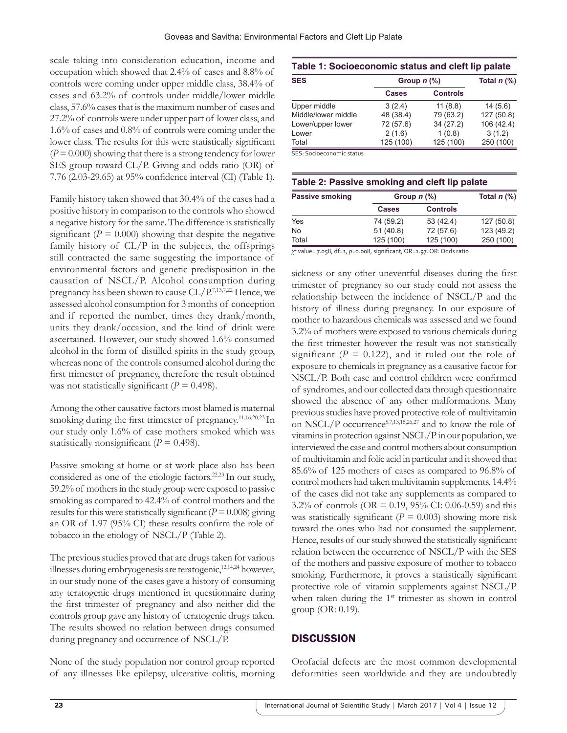scale taking into consideration education, income and occupation which showed that 2.4% of cases and 8.8% of controls were coming under upper middle class, 38.4% of cases and 63.2% of controls under middle/lower middle class, 57.6% cases that is the maximum number of cases and 27.2% of controls were under upper part of lower class, and 1.6% of cases and 0.8% of controls were coming under the lower class. The results for this were statistically significant ($P = 0.000$) showing that there is a strong tendency for lower SES group toward CL/P. Giving and odds ratio (OR) of 7.76 (2.03-29.65) at 95% confidence interval (CI) (Table 1).

Family history taken showed that 30.4% of the cases had a positive history in comparison to the controls who showed a negative history for the same. The difference is statistically significant ($P = 0.000$) showing that despite the negative family history of CL/P in the subjects, the offsprings still contracted the same suggesting the importance of environmental factors and genetic predisposition in the causation of NSCL/P. Alcohol consumption during pregnancy has been shown to cause CL/P.[7,13,7,22] Hence, we assessed alcohol consumption for 3 months of conception and if reported the number, times they drank/month, units they drank/occasion, and the kind of drink were ascertained. However, our study showed 1.6% consumed alcohol in the form of distilled spirits in the study group, whereas none of the controls consumed alcohol during the first trimester of pregnancy, therefore the result obtained was not statistically significant ($P = 0.498$).

Among the other causative factors most blamed is maternal smoking during the first trimester of pregnancy.[11,16,20,23] In our study only 1.6% of case mothers smoked which was statistically nonsignificant ($P = 0.498$).

Passive smoking at home or at work place also has been considered as one of the etiologic factors.[22,23] In our study, 59.2% of mothers in the study group were exposed to passive smoking as compared to 42.4% of control mothers and the results for this were statistically significant ($P = 0.008$) giving an OR of 1.97 (95% CI) these results confirm the role of tobacco in the etiology of NSCL/P (Table 2).

The previous studies proved that are drugs taken for various illnesses during embryogenesis are teratogenic,[12,14,24] however, in our study none of the cases gave a history of consuming any teratogenic drugs mentioned in questionnaire during the first trimester of pregnancy and also neither did the controls group gave any history of teratogenic drugs taken. The results showed no relation between drugs consumed during pregnancy and occurrence of NSCL/P.

None of the study population nor control group reported of any illnesses like epilepsy, ulcerative colitis, morning sickness or any other uneventful diseases during the first trimester of pregnancy so our study could not assess the relationship between the incidence of NSCL/P and the history of illness during pregnancy. In our exposure of mother to hazardous chemicals was assessed and we found 3.2% of mothers were exposed to various chemicals during the first trimester however the result was not statistically significant ($P = 0.122$), and it ruled out the role of exposure to chemicals in pregnancy as a causative factor for NSCL/P. Both case and control children were confirmed of syndromes, and our collected data through questionnaire showed the absence of any other malformations. Many previous studies have proved protective role of multivitamin on NSCL/P occurrence[5,7,13,15,26,27] and to know the role of vitamins in protection against NSCL/P in our population, we interviewed the case and control mothers about consumption of multivitamin and folic acid in particular and it showed that 85.6% of 125 mothers of cases as compared to 96.8% of control mothers had taken multivitamin supplements. 14.4% of the cases did not take any supplements as compared to 3.2% of controls (OR = 0.19, 95% CI: 0.06-0.59) and this was statistically significant ($P = 0.003$) showing more risk toward the ones who had not consumed the supplement. Hence, results of our study showed the statistically significant relation between the occurrence of NSCL/P with the SES of the mothers and passive exposure of mother to tobacco smoking. Furthermore, it proves a statistically significant protective role of vitamin supplements against NSCL/P when taken during the 1st trimester as shown in control group (OR: 0.19).

**Table 1: Socioeconomic status and cleft lip palate**

| SES | Group n (%) | | Total n (%) |
|---|---|---|---|
| | Cases | Controls | |
| Upper middle | 3 (2.4) | 11 (8.8) | 14 (5.6) |
| Middle/lower middle | 48 (38.4) | 79 (63.2) | 127 (50.8) |
| Lower/upper lower | 72 (57.6) | 34 (27.2) | 106 (42.4) |
| Lower | 2 (1.6) | 1 (0.8) | 3 (1.2) |
| Total | 125 (100) | 125 (100) | 250 (100) |

SES: Socioeconomic status

**Table 2: Passive smoking and cleft lip palate**

| Passive smoking | Group n (%) | | Total n (%) |
|---|---|---|---|
| | Cases | Controls | |
| Yes | 74 (59.2) | 53 (42.4) | 127 (50.8) |
| No | 51 (40.8) | 72 (57.6) | 123 (49.2) |
| Total | 125 (100) | 125 (100) | 250 (100) |

$\chi^2$ value= 7.058, df=1, $p$=0.008, significant, OR=1.97. OR: Odds ratio

## DISCUSSION

Orofacial defects are the most common developmental deformities seen worldwide and they are undoubtedly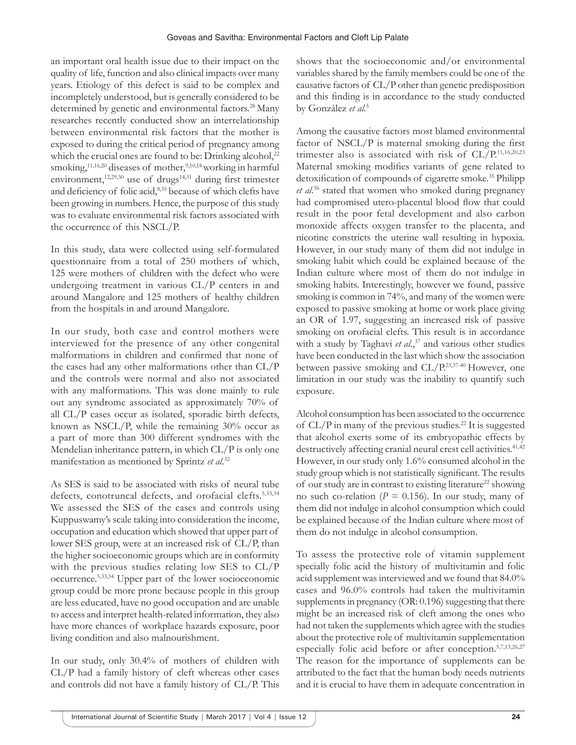an important oral health issue due to their impact on the quality of life, function and also clinical impacts over many years. Etiology of this defect is said to be complex and incompletely understood, but is generally considered to be determined by genetic and environmental factors.[28] Many researches recently conducted show an interrelationship between environmental risk factors that the mother is exposed to during the critical period of pregnancy among which the crucial ones are found to be: Drinking alcohol,[22] smoking,[11,16,20] diseases of mother,[9,10,18] working in harmful environment,[12,29,30] use of drugs[14,31] during first trimester and deficiency of folic acid,[8,35] because of which clefts have been growing in numbers. Hence, the purpose of this study was to evaluate environmental risk factors associated with the occurrence of this NSCL/P.

In this study, data were collected using self-formulated questionnaire from a total of 250 mothers of which, 125 were mothers of children with the defect who were undergoing treatment in various CL/P centers in and around Mangalore and 125 mothers of healthy children from the hospitals in and around Mangalore.

In our study, both case and control mothers were interviewed for the presence of any other congenital malformations in children and confirmed that none of the cases had any other malformations other than CL/P and the controls were normal and also not associated with any malformations. This was done mainly to rule out any syndrome associated as approximately 70% of all CL/P cases occur as isolated, sporadic birth defects, known as NSCL/P, while the remaining 30% occur as a part of more than 300 different syndromes with the Mendelian inheritance pattern, in which CL/P is only one manifestation as mentioned by Sprintz *et al*.[32]

As SES is said to be associated with risks of neural tube defects, conotruncal defects, and orofacial clefts.[5,33,34] We assessed the SES of the cases and controls using Kuppuswamy's scale taking into consideration the income, occupation and education which showed that upper part of lower SES group, were at an increased risk of CL/P, than the higher socioeconomic groups which are in conformity with the previous studies relating low SES to CL/P occurrence.[5,33,34] Upper part of the lower socioeconomic group could be more prone because people in this group are less educated, have no good occupation and are unable to access and interpret health-related information, they also have more chances of workplace hazards exposure, poor living condition and also malnourishment.

In our study, only 30.4% of mothers of children with CL/P had a family history of cleft whereas other cases and controls did not have a family history of CL/P. This shows that the socioeconomic and/or environmental variables shared by the family members could be one of the causative factors of CL/P other than genetic predisposition and this finding is in accordance to the study conducted by González *et al*.[5]

Among the causative factors most blamed environmental factor of NSCL/P is maternal smoking during the first trimester also is associated with risk of CL/P.[11,16,20,23] Maternal smoking modifies variants of gene related to detoxification of compounds of cigarette smoke.[35] Philipp *et al*.[36] stated that women who smoked during pregnancy had compromised utero-placental blood flow that could result in the poor fetal development and also carbon monoxide affects oxygen transfer to the placenta, and nicotine constricts the uterine wall resulting in hypoxia. However, in our study many of them did not indulge in smoking habit which could be explained because of the Indian culture where most of them do not indulge in smoking habits. Interestingly, however we found, passive smoking is common in 74%, and many of the women were exposed to passive smoking at home or work place giving an OR of 1.97, suggesting an increased risk of passive smoking on orofacial clefts. This result is in accordance with a study by Taghavi *et al*.,[37] and various other studies have been conducted in the last which show the association between passive smoking and CL/P.[23,37-40] However, one limitation in our study was the inability to quantify such exposure.

Alcohol consumption has been associated to the occurrence of CL/P in many of the previous studies.[22] It is suggested that alcohol exerts some of its embryopathic effects by destructively affecting cranial neural crest cell activities.[41,42] However, in our study only 1.6% consumed alcohol in the study group which is not statistically significant. The results of our study are in contrast to existing literature[22] showing no such co-relation ($P = 0.156$). In our study, many of them did not indulge in alcohol consumption which could be explained because of the Indian culture where most of them do not indulge in alcohol consumption.

To assess the protective role of vitamin supplement specially folic acid the history of multivitamin and folic acid supplement was interviewed and we found that 84.0% cases and 96.0% controls had taken the multivitamin supplements in pregnancy (OR: 0.196) suggesting that there might be an increased risk of cleft among the ones who had not taken the supplements which agree with the studies about the protective role of multivitamin supplementation especially folic acid before or after conception.[5,7,13,26,27] The reason for the importance of supplements can be attributed to the fact that the human body needs nutrients and it is crucial to have them in adequate concentration in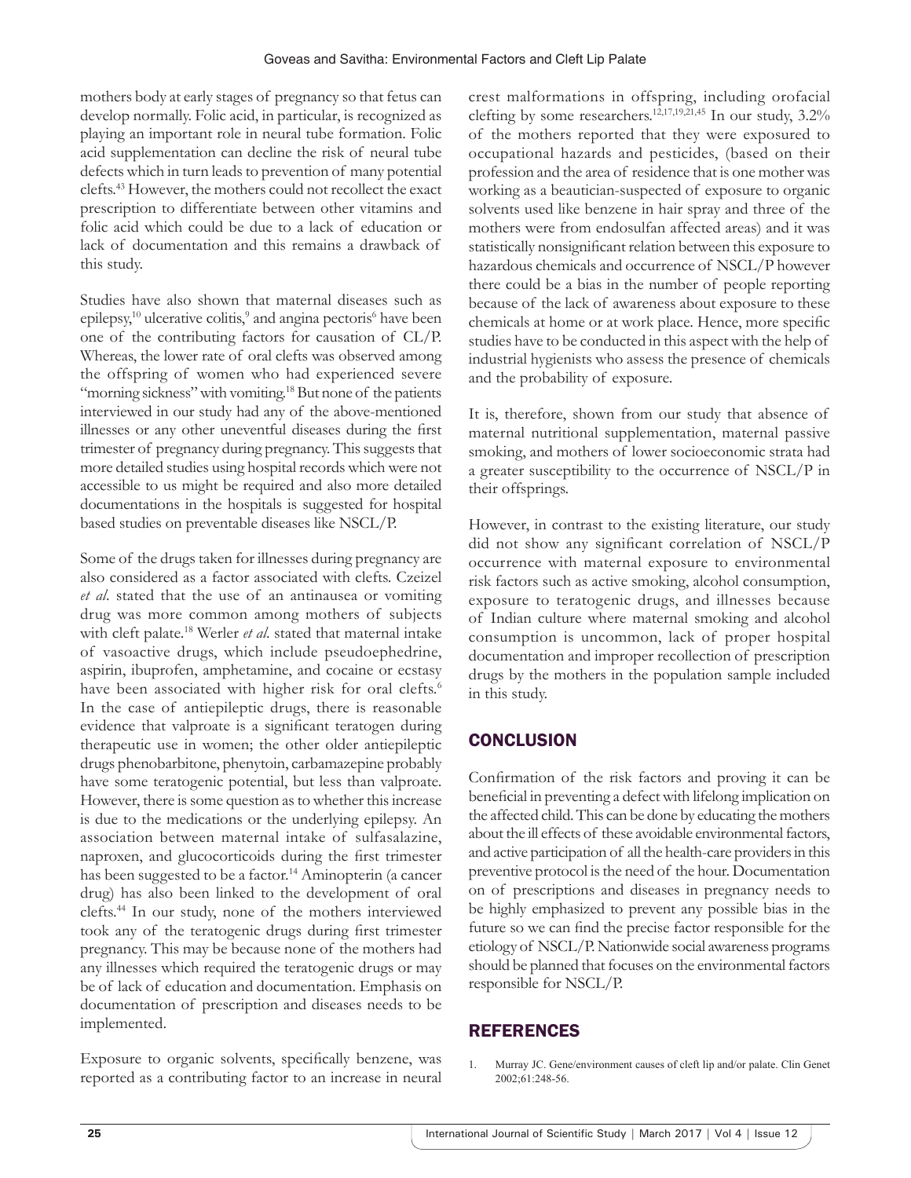mothers body at early stages of pregnancy so that fetus can develop normally. Folic acid, in particular, is recognized as playing an important role in neural tube formation. Folic acid supplementation can decline the risk of neural tube defects which in turn leads to prevention of many potential clefts.[43] However, the mothers could not recollect the exact prescription to differentiate between other vitamins and folic acid which could be due to a lack of education or lack of documentation and this remains a drawback of this study.

Studies have also shown that maternal diseases such as epilepsy,[10] ulcerative colitis,[9] and angina pectoris[6] have been one of the contributing factors for causation of CL/P. Whereas, the lower rate of oral clefts was observed among the offspring of women who had experienced severe "morning sickness" with vomiting.[18] But none of the patients interviewed in our study had any of the above-mentioned illnesses or any other uneventful diseases during the first trimester of pregnancy during pregnancy. This suggests that more detailed studies using hospital records which were not accessible to us might be required and also more detailed documentations in the hospitals is suggested for hospital based studies on preventable diseases like NSCL/P.

Some of the drugs taken for illnesses during pregnancy are also considered as a factor associated with clefts. Czeizel *et al*. stated that the use of an antinausea or vomiting drug was more common among mothers of subjects with cleft palate.[18] Werler *et al.* stated that maternal intake of vasoactive drugs, which include pseudoephedrine, aspirin, ibuprofen, amphetamine, and cocaine or ecstasy have been associated with higher risk for oral clefts.[6] In the case of antiepileptic drugs, there is reasonable evidence that valproate is a significant teratogen during therapeutic use in women; the other older antiepileptic drugs phenobarbitone, phenytoin, carbamazepine probably have some teratogenic potential, but less than valproate. However, there is some question as to whether this increase is due to the medications or the underlying epilepsy. An association between maternal intake of sulfasalazine, naproxen, and glucocorticoids during the first trimester has been suggested to be a factor.[14] Aminopterin (a cancer drug) has also been linked to the development of oral clefts.[44] In our study, none of the mothers interviewed took any of the teratogenic drugs during first trimester pregnancy. This may be because none of the mothers had any illnesses which required the teratogenic drugs or may be of lack of education and documentation. Emphasis on documentation of prescription and diseases needs to be implemented.

Exposure to organic solvents, specifically benzene, was reported as a contributing factor to an increase in neural crest malformations in offspring, including orofacial clefting by some researchers.[12,17,19,21,45] In our study, 3.2% of the mothers reported that they were exposured to occupational hazards and pesticides, (based on their profession and the area of residence that is one mother was working as a beautician-suspected of exposure to organic solvents used like benzene in hair spray and three of the mothers were from endosulfan affected areas) and it was statistically nonsignificant relation between this exposure to hazardous chemicals and occurrence of NSCL/P however there could be a bias in the number of people reporting because of the lack of awareness about exposure to these chemicals at home or at work place. Hence, more specific studies have to be conducted in this aspect with the help of industrial hygienists who assess the presence of chemicals and the probability of exposure.

It is, therefore, shown from our study that absence of maternal nutritional supplementation, maternal passive smoking, and mothers of lower socioeconomic strata had a greater susceptibility to the occurrence of NSCL/P in their offsprings.

However, in contrast to the existing literature, our study did not show any significant correlation of NSCL/P occurrence with maternal exposure to environmental risk factors such as active smoking, alcohol consumption, exposure to teratogenic drugs, and illnesses because of Indian culture where maternal smoking and alcohol consumption is uncommon, lack of proper hospital documentation and improper recollection of prescription drugs by the mothers in the population sample included in this study.

## CONCLUSION

Confirmation of the risk factors and proving it can be beneficial in preventing a defect with lifelong implication on the affected child. This can be done by educating the mothers about the ill effects of these avoidable environmental factors, and active participation of all the health-care providers in this preventive protocol is the need of the hour. Documentation on of prescriptions and diseases in pregnancy needs to be highly emphasized to prevent any possible bias in the future so we can find the precise factor responsible for the etiology of NSCL/P. Nationwide social awareness programs should be planned that focuses on the environmental factors responsible for NSCL/P.

## REFERENCES

1. Murray JC. Gene/environment causes of cleft lip and/or palate. Clin Genet 2002;61:248-56.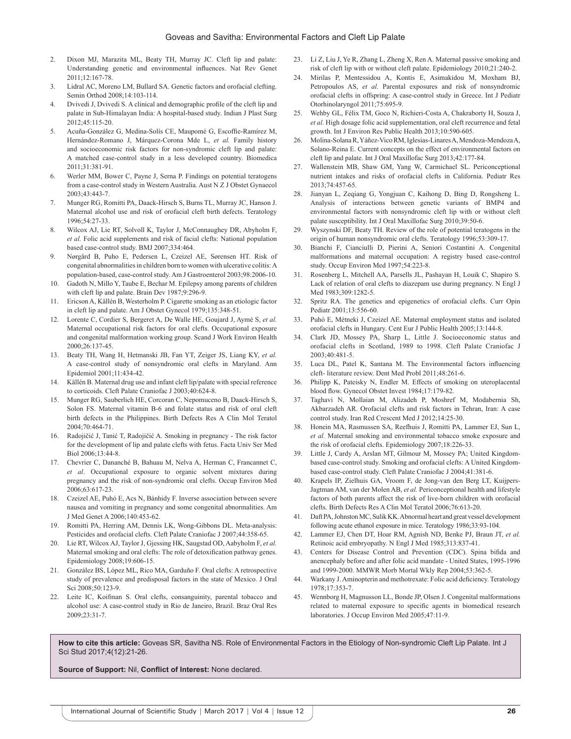2. Dixon MJ, Marazita ML, Beaty TH, Murray JC. Cleft lip and palate: Understanding genetic and environmental influences. Nat Rev Genet 2011;12:167-78.
3. Lidral AC, Moreno LM, Bullard SA. Genetic factors and orofacial clefting. Semin Orthod 2008;14:103-114.
4. Dvivedi J, Dvivedi S. A clinical and demographic profile of the cleft lip and palate in Sub-Himalayan India: A hospital-based study. Indian J Plast Surg 2012;45:115-20.
5. Acuña-González G, Medina-Solís CE, Maupomé G, Escoffie-Ramírez M, Hernández-Romano J, Márquez-Corona Mde L, *et al.* Family history and socioeconomic risk factors for non-syndromic cleft lip and palate: A matched case-control study in a less developed country. Biomedica 2011;31:381-91.
6. Werler MM, Bower C, Payne J, Serna P. Findings on potential teratogens from a case-control study in Western Australia. Aust N Z J Obstet Gynaecol 2003;43:443-7.
7. Munger RG, Romitti PA, Daack-Hirsch S, Burns TL, Murray JC, Hanson J. Maternal alcohol use and risk of orofacial cleft birth defects. Teratology 1996;54:27-33.
8. Wilcox AJ, Lie RT, Solvoll K, Taylor J, McConnaughey DR, Abyholm F, *et al.* Folic acid supplements and risk of facial clefts: National population based case-control study. BMJ 2007;334:464.
9. Nørgård B, Puho E, Pedersen L, Czeizel AE, Sørensen HT. Risk of congenital abnormalities in children born to women with ulcerative colitis: A population-based, case-control study. Am J Gastroenterol 2003;98:2006-10.
10. Gadoth N, Millo Y, Taube E, Bechar M. Epilepsy among parents of children with cleft lip and palate. Brain Dev 1987;9:296-9.
11. Ericson A, Källén B, Westerholm P. Cigarette smoking as an etiologic factor in cleft lip and palate. Am J Obstet Gynecol 1979;135:348-51.
12. Lorente C, Cordier S, Bergeret A, De Walle HE, Goujard J, Aymé S, *et al.* Maternal occupational risk factors for oral clefts. Occupational exposure and congenital malformation working group. Scand J Work Environ Health 2000;26:137-45.
13. Beaty TH, Wang H, Hetmanski JB, Fan YT, Zeiger JS, Liang KY, *et al.* A case-control study of nonsyndromic oral clefts in Maryland. Ann Epidemiol 2001;11:434-42.
14. Källén B. Maternal drug use and infant cleft lip/palate with special reference to corticoids. Cleft Palate Craniofac J 2003;40:624-8.
15. Munger RG, Sauberlich HE, Corcoran C, Nepomuceno B, Daack-Hirsch S, Solon FS. Maternal vitamin B-6 and folate status and risk of oral cleft birth defects in the Philippines. Birth Defects Res A Clin Mol Teratol 2004;70:464-71.
16. Radojičić J, Tanić T, Radojičić A. Smoking in pregnancy - The risk factor for the development of lip and palate clefts with fetus. Facta Univ Ser Med Biol 2006;13:44-8.
17. Chevrier C, Dananché B, Bahuau M, Nelva A, Herman C, Francannet C, *et al*. Occupational exposure to organic solvent mixtures during pregnancy and the risk of non-syndromic oral clefts. Occup Environ Med 2006;63:617-23.
18. Czeizel AE, Puhó E, Acs N, Bánhidy F. Inverse association between severe nausea and vomiting in pregnancy and some congenital abnormalities. Am J Med Genet A 2006;140:453-62.
19. Romitti PA, Herring AM, Dennis LK, Wong-Gibbons DL. Meta-analysis: Pesticides and orofacial clefts. Cleft Palate Craniofac J 2007;44:358-65.
20. Lie RT, Wilcox AJ, Taylor J, Gjessing HK, Saugstad OD, Aabyholm F, *et al.* Maternal smoking and oral clefts: The role of detoxification pathway genes. Epidemiology 2008;19:606-15.
21. González BS, López ML, Rico MA, Garduño F. Oral clefts: A retrospective study of prevalence and predisposal factors in the state of Mexico. J Oral Sci 2008;50:123-9.
22. Leite IC, Koifman S. Oral clefts, consanguinity, parental tobacco and alcohol use: A case-control study in Rio de Janeiro, Brazil. Braz Oral Res 2009;23:31-7.
23. Li Z, Liu J, Ye R, Zhang L, Zheng X, Ren A. Maternal passive smoking and risk of cleft lip with or without cleft palate. Epidemiology 2010;21:240-2.
24. Mirilas P, Mentessidou A, Kontis E, Asimakidou M, Moxham BJ, Petropoulos AS, *et al.* Parental exposures and risk of nonsyndromic orofacial clefts in offspring: A case-control study in Greece. Int J Pediatr Otorhinolaryngol 2011;75:695-9.
25. Wehby GL, Félix TM, Goco N, Richieri-Costa A, Chakraborty H, Souza J, *et al.* High dosage folic acid supplementation, oral cleft recurrence and fetal growth. Int J Environ Res Public Health 2013;10:590-605.
26. Molina-Solana R, Yáñez-Vico RM, Iglesias-Linares A, Mendoza-Mendoza A, Solano-Reina E. Current concepts on the effect of environmental factors on cleft lip and palate. Int J Oral Maxillofac Surg 2013;42:177-84.
27. Wallenstein MB, Shaw GM, Yang W, Carmichael SL. Periconceptional nutrient intakes and risks of orofacial clefts in California. Pediatr Res 2013;74:457-65.
28. Jianyan L, Zeqiang G, Yongjuan C, Kaihong D, Bing D, Rongsheng L. Analysis of interactions between genetic variants of BMP4 and environmental factors with nonsyndromic cleft lip with or without cleft palate susceptibility. Int J Oral Maxillofac Surg 2010;39:50-6.
29. Wyszynski DF, Beaty TH. Review of the role of potential teratogens in the origin of human nonsyndromic oral clefts. Teratology 1996;53:309-17.
30. Bianchi F, Cianciulli D, Pierini A, Seniori Costantini A. Congenital malformations and maternal occupation: A registry based case-control study. Occup Environ Med 1997;54:223-8.
31. Rosenberg L, Mitchell AA, Parsells JL, Pashayan H, Louik C, Shapiro S. Lack of relation of oral clefts to diazepam use during pregnancy. N Engl J Med 1983;309:1282-5.
32. Spritz RA. The genetics and epigenetics of orofacial clefts. Curr Opin Pediatr 2001;13:556-60.
33. Puhó E, Métneki J, Czeizel AE. Maternal employment status and isolated orofacial clefts in Hungary. Cent Eur J Public Health 2005;13:144-8.
34. Clark JD, Mossey PA, Sharp L, Little J. Socioeconomic status and orofacial clefts in Scotland, 1989 to 1998. Cleft Palate Craniofac J 2003;40:481-5.
35. Luca DL, Patel K, Santana M. The Environmental factors influencing cleft- literature review. Dent Med Probl 2011;48:261-6.
36. Philipp K, Pateisky N, Endler M. Effects of smoking on uteroplacental blood flow. Gynecol Obstet Invest 1984;17:179-82.
37. Taghavi N, Mollaian M, Alizadeh P, Moshref M, Modabernia Sh, Akbarzadeh AR. Orofacial clefts and risk factors in Tehran, Iran: A case control study. Iran Red Crescent Med J 2012;14:25-30.
38. Honein MA, Rasmussen SA, Reefhuis J, Romitti PA, Lammer EJ, Sun L, *et al.* Maternal smoking and environmental tobacco smoke exposure and the risk of orofacial clefts. Epidemiology 2007;18:226-33.
39. Little J, Cardy A, Arslan MT, Gilmour M, Mossey PA; United Kingdom-based case-control study. Smoking and orofacial clefts: A United Kingdom-based case-control study. Cleft Palate Craniofac J 2004;41:381-6.
40. Krapels IP, Zielhuis GA, Vroom F, de Jong-van den Berg LT, Kuijpers-Jagtman AM, van der Molen AB, *et al.* Periconceptional health and lifestyle factors of both parents affect the risk of live-born children with orofacial clefts. Birth Defects Res A Clin Mol Teratol 2006;76:613-20.
41. Daft PA, Johnston MC, Sulik KK. Abnormal heart and great vessel development following acute ethanol exposure in mice. Teratology 1986;33:93-104.
42. Lammer EJ, Chen DT, Hoar RM, Agnish ND, Benke PJ, Braun JT, *et al.* Retinoic acid embryopathy. N Engl J Med 1985;313:837-41.
43. Centers for Disease Control and Prevention (CDC). Spina bifida and anencephaly before and after folic acid mandate - United States, 1995-1996 and 1999-2000. MMWR Morb Mortal Wkly Rep 2004;53:362-5.
44. Warkany J. Aminopterin and methotrexate: Folic acid deficiency. Teratology 1978;17:353-7.
45. Wennborg H, Magnusson LL, Bonde JP, Olsen J. Congenital malformations related to maternal exposure to specific agents in biomedical research laboratories. J Occup Environ Med 2005;47:11-9.

**How to cite this article:** Goveas SR, Savitha NS. Role of Environmental Factors in the Etiology of Non-syndromic Cleft Lip Palate. Int J Sci Stud 2017;4(12):21-26.

**Source of Support:** Nil, **Conflict of Interest:** None declared.